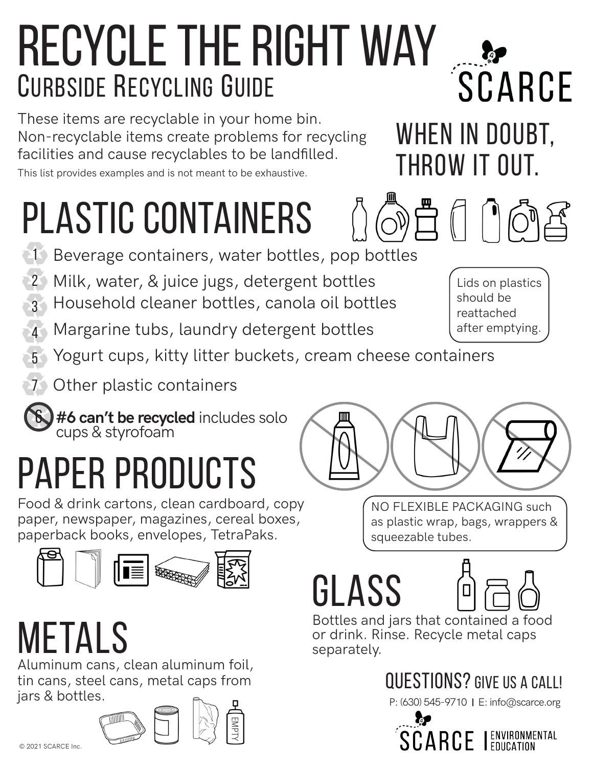# RECYCLE THE RIGHT WAY

## Curbside Recycling Guide

SCARCE

These items are recyclable in your home bin. Non-recyclable items create problems for recycling facilities and cause recyclables to be landfilled.

This list provides examples and is not meant to be exhaustive.

**WHEN IN DOUBT, THROW IT OUT.**

## PLASTIC CONTAINERS

- 1 Beverage containers, water bottles, pop bottles
- 2 Milk, water, & juice jugs, detergent bottles
- 3 Household cleaner bottles, canola oil bottles
- 4 Margarine tubs, laundry detergent bottles
- 5 Yogurt cups, kitty litter buckets, cream cheese containers
- 7 Other plastic containers

Lids on plastics should be reattached after emptying.

6 **#6 can't be recycled** includes solo cups & styrofoam

NO FLEXIBLE PACKAGING such as plastic wrap, bags, wrappers & squeezable tubes.

## PAPER PRODUCTS

Food & drink cartons, clean cardboard, copy paper, newspaper, magazines, cereal boxes, paperback books, envelopes, TetraPaks.

## GLASS

Bottles and jars that contained a food or drink. Rinse. Recycle metal caps separately.

## METALS

Aluminum cans, clean aluminum foil, tin cans, steel cans, metal caps from jars & bottles.

EMPTY

## QUESTIONS? GIVE US A CALL!

P: (630) 545-9710 | E: info@scarce.org

SCARCE | ENVIRONMENTAL EDUCATION

© 2021 SCARCE Inc.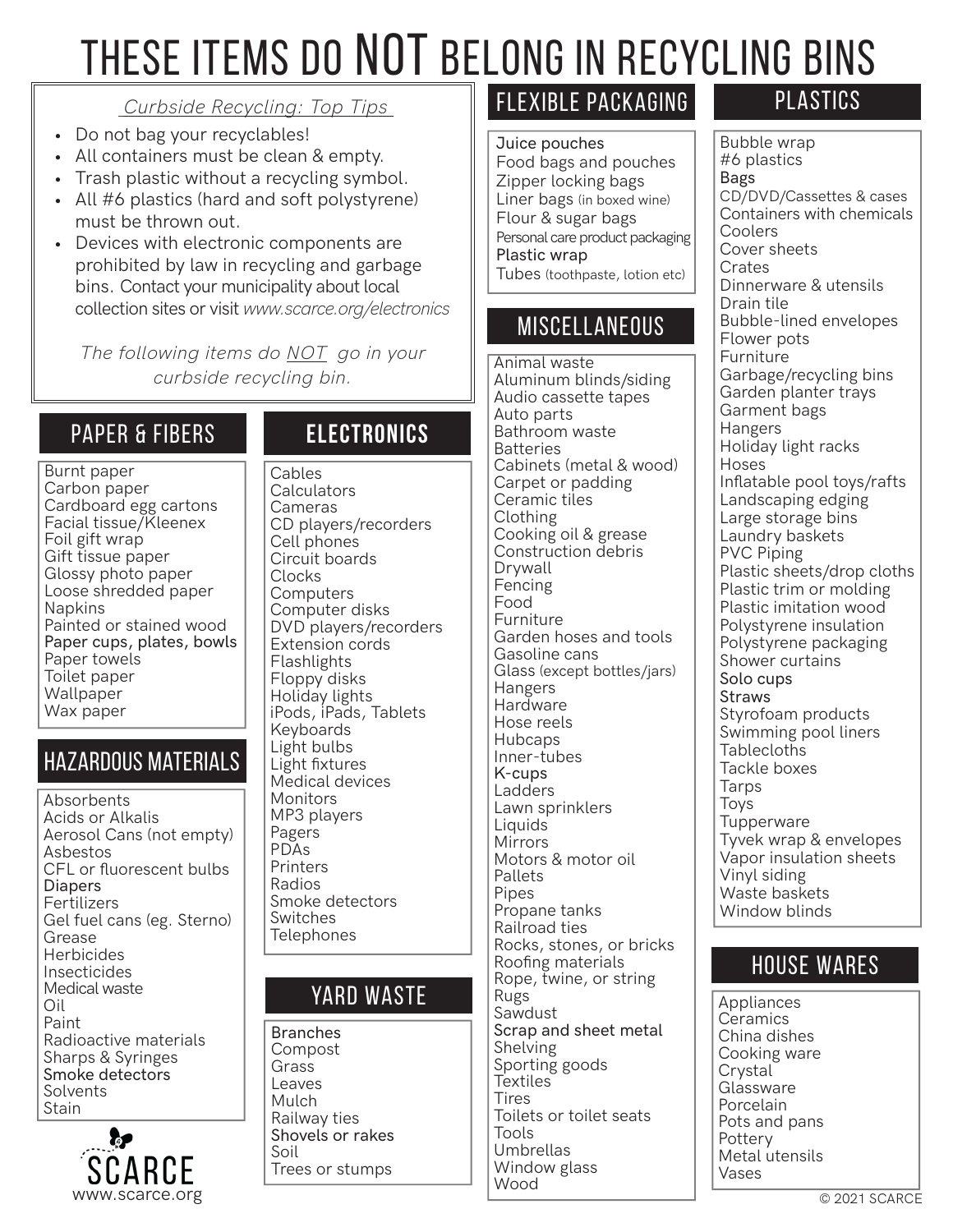# THESE ITEMS DO NOT BELONG IN RECYCLING BINS

*Curbside Recycling: Top Tips*

- Do not bag your recyclables!
- All containers must be clean & empty.
- Trash plastic without a recycling symbol.
- All #6 plastics (hard and soft polystyrene) must be thrown out.
- Devices with electronic components are prohibited by law in recycling and garbage bins. Contact your municipality about local collection sites or visit *www.scarce.org/electronics*

*The following items do NOT go in your curbside recycling bin.*

## PAPER & FIBERS

Burnt paper
Carbon paper
Cardboard egg cartons
Facial tissue/Kleenex
Foil gift wrap
Gift tissue paper
Glossy photo paper
Loose shredded paper
Napkins
Painted or stained wood
Paper cups, plates, bowls
Paper towels
Toilet paper
Wallpaper
Wax paper

## HAZARDOUS MATERIALS

Absorbents
Acids or Alkalis
Aerosol Cans (not empty)
Asbestos
CFL or fluorescent bulbs
Diapers
Fertilizers
Gel fuel cans (eg. Sterno)
Grease
Herbicides
Insecticides
Medical waste
Oil
Paint
Radioactive materials
Sharps & Syringes
Smoke detectors
Solvents
Stain

## ELECTRONICS

Cables
Calculators
Cameras
CD players/recorders
Cell phones
Circuit boards
Clocks
Computers
Computer disks
DVD players/recorders
Extension cords
Flashlights
Floppy disks
Holiday lights
iPods, iPads, Tablets
Keyboards
Light bulbs
Light fixtures
Medical devices
Monitors
MP3 players
Pagers
PDAs
Printers
Radios
Smoke detectors
Switches
Telephones

## YARD WASTE

Branches
Compost
Grass
Leaves
Mulch
Railway ties
Shovels or rakes
Soil
Trees or stumps

## FLEXIBLE PACKAGING

Juice pouches
Food bags and pouches
Zipper locking bags
Liner bags (in boxed wine)
Flour & sugar bags
Personal care product packaging
Plastic wrap
Tubes (toothpaste, lotion etc)

## MISCELLANEOUS

Animal waste
Aluminum blinds/siding
Audio cassette tapes
Auto parts
Bathroom waste
Batteries
Cabinets (metal & wood)
Carpet or padding
Ceramic tiles
Clothing
Cooking oil & grease
Construction debris
Drywall
Fencing
Food
Furniture
Garden hoses and tools
Gasoline cans
Glass (except bottles/jars)
Hangers
Hardware
Hose reels
Hubcaps
Inner-tubes
K-cups
Ladders
Lawn sprinklers
Liquids
Mirrors
Motors & motor oil
Pallets
Pipes
Propane tanks
Railroad ties
Rocks, stones, or bricks
Roofing materials
Rope, twine, or string
Rugs
Sawdust
Scrap and sheet metal
Shelving
Sporting goods
Textiles
Tires
Toilets or toilet seats
Tools
Umbrellas
Window glass
Wood

## PLASTICS

Bubble wrap
#6 plastics
Bags
CD/DVD/Cassettes & cases
Containers with chemicals
Coolers
Cover sheets
Crates
Dinnerware & utensils
Drain tile
Bubble-lined envelopes
Flower pots
Furniture
Garbage/recycling bins
Garden planter trays
Garment bags
Hangers
Holiday light racks
Hoses
Inflatable pool toys/rafts
Landscaping edging
Large storage bins
Laundry baskets
PVC Piping
Plastic sheets/drop cloths
Plastic trim or molding
Plastic imitation wood
Polystyrene insulation
Polystyrene packaging
Shower curtains
Solo cups
Straws
Styrofoam products
Swimming pool liners
Tablecloths
Tackle boxes
Tarps
Toys
Tupperware
Tyvek wrap & envelopes
Vapor insulation sheets
Vinyl siding
Waste baskets
Window blinds

## HOUSE WARES

Appliances
Ceramics
China dishes
Cooking ware
Crystal
Glassware
Porcelain
Pots and pans
Pottery
Metal utensils
Vases

SCARCE
www.scarce.org

© 2021 SCARCE